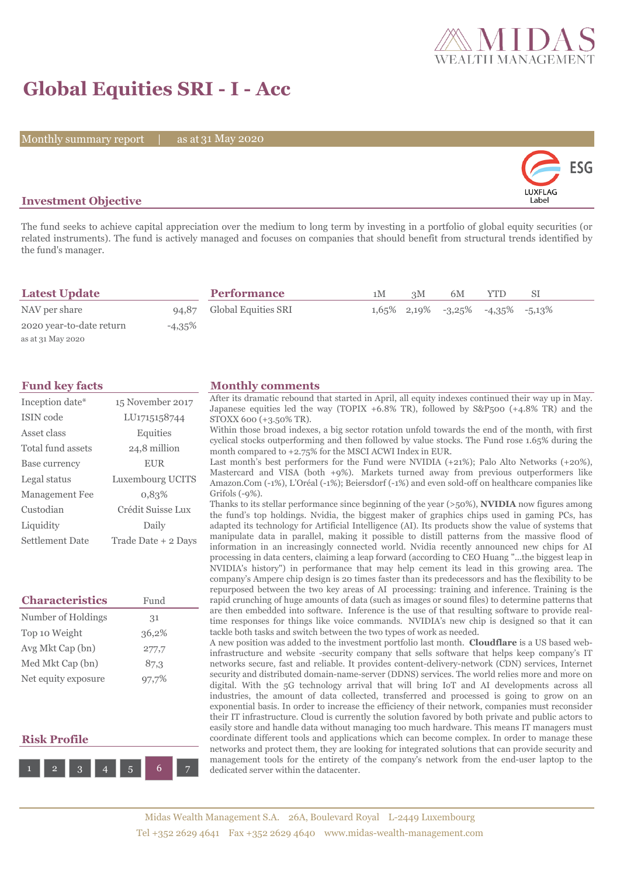# Global Equities SRI - I - Acc

Monthly summary report | as at 31 May 2020

## Investment Objective

The fund seeks to achieve capital appreciation over the medium to long term by investing in a portfolio of global equity securities (or related instruments). The fund is actively managed and focuses on companies that should benefit from structural trends identified by the fund's manager.

## Latest Update

| | |
|---|---|
| NAV per share | 94,87 |
| 2020 year-to-date return | -4,35% |

as at 31 May 2020

## Performance

| | 1M | 3M | 6M | YTD | SI |
|---|---|---|---|---|---|
| Global Equities SRI | 1,65% | 2,19% | -3,25% | -4,35% | -5,13% |

## Fund key facts

| | |
|---|---|
| Inception date* | 15 November 2017 |
| ISIN code | LU1715158744 |
| Asset class | Equities |
| Total fund assets | 24,8 million |
| Base currency | EUR |
| Legal status | Luxembourg UCITS |
| Management Fee | 0,83% |
| Custodian | Crédit Suisse Lux |
| Liquidity | Daily |
| Settlement Date | Trade Date + 2 Days |

## Characteristics

| | Fund |
|---|---|
| Number of Holdings | 31 |
| Top 10 Weight | 36,2% |
| Avg Mkt Cap (bn) | 277,7 |
| Med Mkt Cap (bn) | 87,3 |
| Net equity exposure | 97,7% |

## Risk Profile

1 2 3 4 5 **6** 7

## Monthly comments

After its dramatic rebound that started in April, all equity indexes continued their way up in May. Japanese equities led the way (TOPIX +6.8% TR), followed by S&P500 (+4.8% TR) and the STOXX 600 (+3.50% TR).

Within those broad indexes, a big sector rotation unfold towards the end of the month, with first cyclical stocks outperforming and then followed by value stocks. The Fund rose 1.65% during the month compared to +2.75% for the MSCI ACWI Index in EUR.

Last month's best performers for the Fund were NVIDIA (+21%); Palo Alto Networks (+20%), Mastercard and VISA (both +9%). Markets turned away from previous outperformers like Amazon.Com (-1%), L'Oréal (-1%); Beiersdorf (-1%) and even sold-off on healthcare companies like Grifols (-9%).

Thanks to its stellar performance since beginning of the year (>50%), **NVIDIA** now figures among the fund's top holdings. Nvidia, the biggest maker of graphics chips used in gaming PCs, has adapted its technology for Artificial Intelligence (AI). Its products show the value of systems that manipulate data in parallel, making it possible to distill patterns from the massive flood of information in an increasingly connected world. Nvidia recently announced new chips for AI processing in data centers, claiming a leap forward (according to CEO Huang "...the biggest leap in NVIDIA's history") in performance that may help cement its lead in this growing area. The company's Ampere chip design is 20 times faster than its predecessors and has the flexibility to be repurposed between the two key areas of AI processing: training and inference. Training is the rapid crunching of huge amounts of data (such as images or sound files) to determine patterns that are then embedded into software. Inference is the use of that resulting software to provide real-time responses for things like voice commands. NVIDIA's new chip is designed so that it can tackle both tasks and switch between the two types of work as needed.

A new position was added to the investment portfolio last month. **Cloudflare** is a US based web-infrastructure and website -security company that sells software that helps keep company's IT networks secure, fast and reliable. It provides content-delivery-network (CDN) services, Internet security and distributed domain-name-server (DDNS) services. The world relies more and more on digital. With the 5G technology arrival that will bring IoT and AI developments across all industries, the amount of data collected, transferred and processed is going to grow on an exponential basis. In order to increase the efficiency of their network, companies must reconsider their IT infrastructure. Cloud is currently the solution favored by both private and public actors to easily store and handle data without managing too much hardware. This means IT managers must coordinate different tools and applications which can become complex. In order to manage these networks and protect them, they are looking for integrated solutions that can provide security and management tools for the entirety of the company's network from the end-user laptop to the dedicated server within the datacenter.

Midas Wealth Management S.A. 26A, Boulevard Royal L-2449 Luxembourg
Tel +352 2629 4641 Fax +352 2629 4640 www.midas-wealth-management.com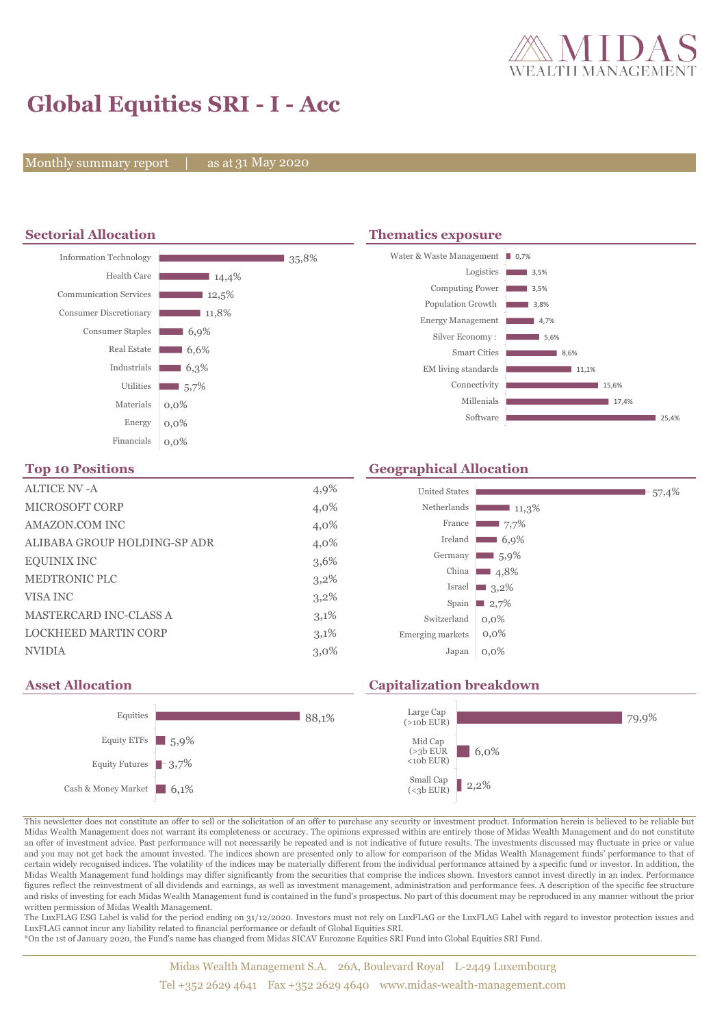MIDAS
WEALTH MANAGEMENT

# Global Equities SRI - I - Acc

Monthly summary report | as at 31 May 2020

## Sectorial Allocation

Information Technology 35,8%
Health Care 14,4%
Communication Services 12,5%
Consumer Discretionary 11,8%
Consumer Staples 6,9%
Real Estate 6,6%
Industrials 6,3%
Utilities 5,7%
Materials 0,0%
Energy 0,0%
Financials 0,0%

## Thematics exposure

Water & Waste Management 0,7%
Logistics 3,5%
Computing Power 3,5%
Population Growth 3,8%
Energy Management 4,7%
Silver Economy : 5,6%
Smart Cities 8,6%
EM living standards 11,1%
Connectivity 15,6%
Millenials 17,4%
Software 25,4%

## Top 10 Positions

| | |
|---|---|
| ALTICE NV -A | 4,9% |
| MICROSOFT CORP | 4,0% |
| AMAZON.COM INC | 4,0% |
| ALIBABA GROUP HOLDING-SP ADR | 4,0% |
| EQUINIX INC | 3,6% |
| MEDTRONIC PLC | 3,2% |
| VISA INC | 3,2% |
| MASTERCARD INC-CLASS A | 3,1% |
| LOCKHEED MARTIN CORP | 3,1% |
| NVIDIA | 3,0% |

## Geographical Allocation

United States 57,4%
Netherlands 11,3%
France 7,7%
Ireland 6,9%
Germany 5,9%
China 4,8%
Israel 3,2%
Spain 2,7%
Switzerland 0,0%
Emerging markets 0,0%
Japan 0,0%

## Asset Allocation

Equities 88,1%
Equity ETFs 5,9%
Equity Futures 3,7%
Cash & Money Market 6,1%

## Capitalization breakdown

Large Cap (>10b EUR) 79,9%
Mid Cap (>3b EUR <10b EUR) 6,0%
Small Cap (<3b EUR) 2,2%

This newsletter does not constitute an offer to sell or the solicitation of an offer to purchase any security or investment product. Information herein is believed to be reliable but Midas Wealth Management does not warrant its completeness or accuracy. The opinions expressed within are entirely those of Midas Wealth Management and do not constitute an offer of investment advice. Past performance will not necessarily be repeated and is not indicative of future results. The investments discussed may fluctuate in price or value and you may not get back the amount invested. The indices shown are presented only to allow for comparison of the Midas Wealth Management funds' performance to that of certain widely recognised indices. The volatility of the indices may be materially different from the individual performance attained by a specific fund or investor. In addition, the Midas Wealth Management fund holdings may differ significantly from the securities that comprise the indices shown. Investors cannot invest directly in an index. Performance figures reflect the reinvestment of all dividends and earnings, as well as investment management, administration and performance fees. A description of the specific fee structure and risks of investing for each Midas Wealth Management fund is contained in the fund's prospectus. No part of this document may be reproduced in any manner without the prior written permission of Midas Wealth Management.

The LuxFLAG ESG Label is valid for the period ending on 31/12/2020. Investors must not rely on LuxFLAG or the LuxFLAG Label with regard to investor protection issues and LuxFLAG cannot incur any liability related to financial performance or default of Global Equities SRI.

*On the 1st of January 2020, the Fund's name has changed from Midas SICAV Eurozone Equities SRI Fund into Global Equities SRI Fund.

Midas Wealth Management S.A. 26A, Boulevard Royal L-2449 Luxembourg
Tel +352 2629 4641 Fax +352 2629 4640 www.midas-wealth-management.com